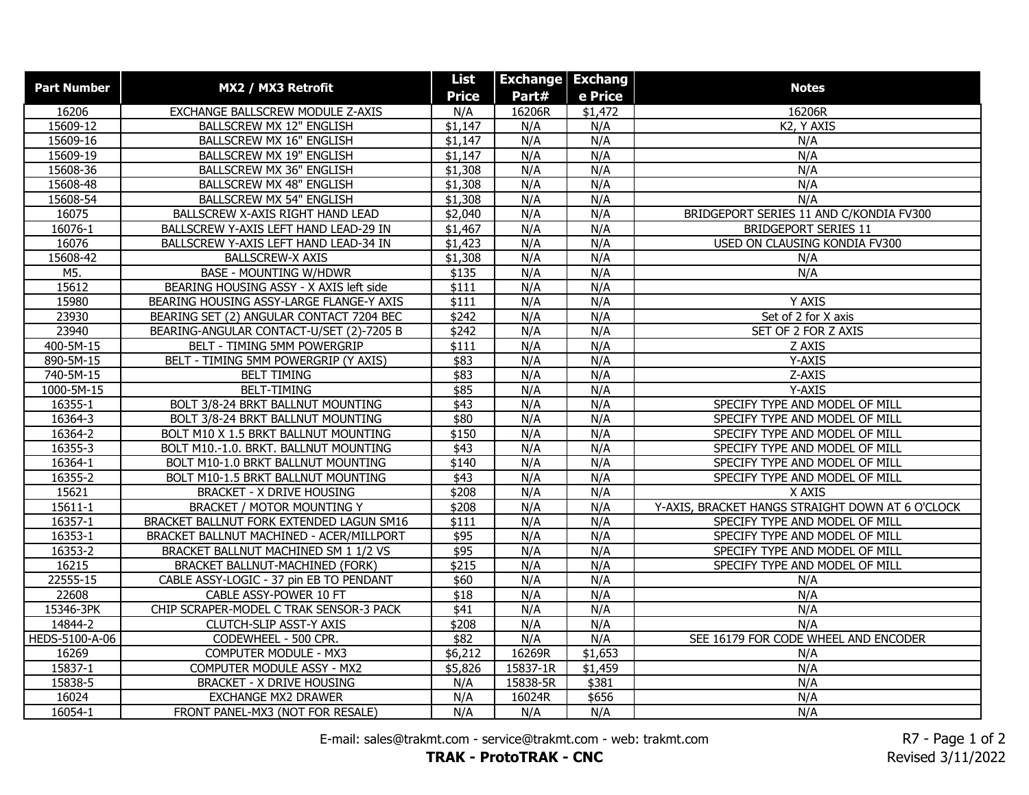| Part Number | MX2 / MX3 Retrofit | List Price | Exchange Part# | Exchange Price | Notes |
|---|---|---|---|---|---|
| 16206 | EXCHANGE BALLSCREW MODULE Z-AXIS | N/A | 16206R | $1,472 | 16206R |
| 15609-12 | BALLSCREW MX 12" ENGLISH | $1,147 | N/A | N/A | K2, Y AXIS |
| 15609-16 | BALLSCREW MX 16" ENGLISH | $1,147 | N/A | N/A | N/A |
| 15609-19 | BALLSCREW MX 19" ENGLISH | $1,147 | N/A | N/A | N/A |
| 15608-36 | BALLSCREW MX 36" ENGLISH | $1,308 | N/A | N/A | N/A |
| 15608-48 | BALLSCREW MX 48" ENGLISH | $1,308 | N/A | N/A | N/A |
| 15608-54 | BALLSCREW MX 54" ENGLISH | $1,308 | N/A | N/A | N/A |
| 16075 | BALLSCREW X-AXIS RIGHT HAND LEAD | $2,040 | N/A | N/A | BRIDGEPORT SERIES 11 AND C/KONDIA FV300 |
| 16076-1 | BALLSCREW Y-AXIS LEFT HAND LEAD-29 IN | $1,467 | N/A | N/A | BRIDGEPORT SERIES 11 |
| 16076 | BALLSCREW Y-AXIS LEFT HAND LEAD-34 IN | $1,423 | N/A | N/A | USED ON CLAUSING KONDIA FV300 |
| 15608-42 | BALLSCREW-X AXIS | $1,308 | N/A | N/A | N/A |
| M5. | BASE - MOUNTING W/HDWR | $135 | N/A | N/A | N/A |
| 15612 | BEARING HOUSING ASSY - X AXIS left side | $111 | N/A | N/A | |
| 15980 | BEARING HOUSING ASSY-LARGE FLANGE-Y AXIS | $111 | N/A | N/A | Y AXIS |
| 23930 | BEARING SET (2) ANGULAR CONTACT 7204 BEC | $242 | N/A | N/A | Set of 2 for X axis |
| 23940 | BEARING-ANGULAR CONTACT-U/SET (2)-7205 B | $242 | N/A | N/A | SET OF 2 FOR Z AXIS |
| 400-5M-15 | BELT - TIMING 5MM POWERGRIP | $111 | N/A | N/A | Z AXIS |
| 890-5M-15 | BELT - TIMING 5MM POWERGRIP (Y AXIS) | $83 | N/A | N/A | Y-AXIS |
| 740-5M-15 | BELT TIMING | $83 | N/A | N/A | Z-AXIS |
| 1000-5M-15 | BELT-TIMING | $85 | N/A | N/A | Y-AXIS |
| 16355-1 | BOLT 3/8-24 BRKT BALLNUT MOUNTING | $43 | N/A | N/A | SPECIFY TYPE AND MODEL OF MILL |
| 16364-3 | BOLT 3/8-24 BRKT BALLNUT MOUNTING | $80 | N/A | N/A | SPECIFY TYPE AND MODEL OF MILL |
| 16364-2 | BOLT M10 X 1.5 BRKT BALLNUT MOUNTING | $150 | N/A | N/A | SPECIFY TYPE AND MODEL OF MILL |
| 16355-3 | BOLT M10.-1.0. BRKT. BALLNUT MOUNTING | $43 | N/A | N/A | SPECIFY TYPE AND MODEL OF MILL |
| 16364-1 | BOLT M10-1.0 BRKT BALLNUT MOUNTING | $140 | N/A | N/A | SPECIFY TYPE AND MODEL OF MILL |
| 16355-2 | BOLT M10-1.5 BRKT BALLNUT MOUNTING | $43 | N/A | N/A | SPECIFY TYPE AND MODEL OF MILL |
| 15621 | BRACKET - X DRIVE HOUSING | $208 | N/A | N/A | X AXIS |
| 15611-1 | BRACKET / MOTOR MOUNTING Y | $208 | N/A | N/A | Y-AXIS, BRACKET HANGS STRAIGHT DOWN AT 6 O'CLOCK |
| 16357-1 | BRACKET BALLNUT FORK EXTENDED LAGUN SM16 | $111 | N/A | N/A | SPECIFY TYPE AND MODEL OF MILL |
| 16353-1 | BRACKET BALLNUT MACHINED - ACER/MILLPORT | $95 | N/A | N/A | SPECIFY TYPE AND MODEL OF MILL |
| 16353-2 | BRACKET BALLNUT MACHINED SM 1 1/2 VS | $95 | N/A | N/A | SPECIFY TYPE AND MODEL OF MILL |
| 16215 | BRACKET BALLNUT-MACHINED (FORK) | $215 | N/A | N/A | SPECIFY TYPE AND MODEL OF MILL |
| 22555-15 | CABLE ASSY-LOGIC - 37 pin EB TO PENDANT | $60 | N/A | N/A | N/A |
| 22608 | CABLE ASSY-POWER 10 FT | $18 | N/A | N/A | N/A |
| 15346-3PK | CHIP SCRAPER-MODEL C TRAK SENSOR-3 PACK | $41 | N/A | N/A | N/A |
| 14844-2 | CLUTCH-SLIP ASST-Y AXIS | $208 | N/A | N/A | N/A |
| HEDS-5100-A-06 | CODEWHEEL - 500 CPR. | $82 | N/A | N/A | SEE 16179 FOR CODE WHEEL AND ENCODER |
| 16269 | COMPUTER MODULE - MX3 | $6,212 | 16269R | $1,653 | N/A |
| 15837-1 | COMPUTER MODULE ASSY - MX2 | $5,826 | 15837-1R | $1,459 | N/A |
| 15838-5 | BRACKET - X DRIVE HOUSING | N/A | 15838-5R | $381 | N/A |
| 16024 | EXCHANGE MX2 DRAWER | N/A | 16024R | $656 | N/A |
| 16054-1 | FRONT PANEL-MX3 (NOT FOR RESALE) | N/A | N/A | N/A | N/A |

E-mail: sales@trakmt.com - service@trakmt.com - web: trakmt.com

**TRAK - ProtoTRAK - CNC**

R7 - Revised 3/11/2022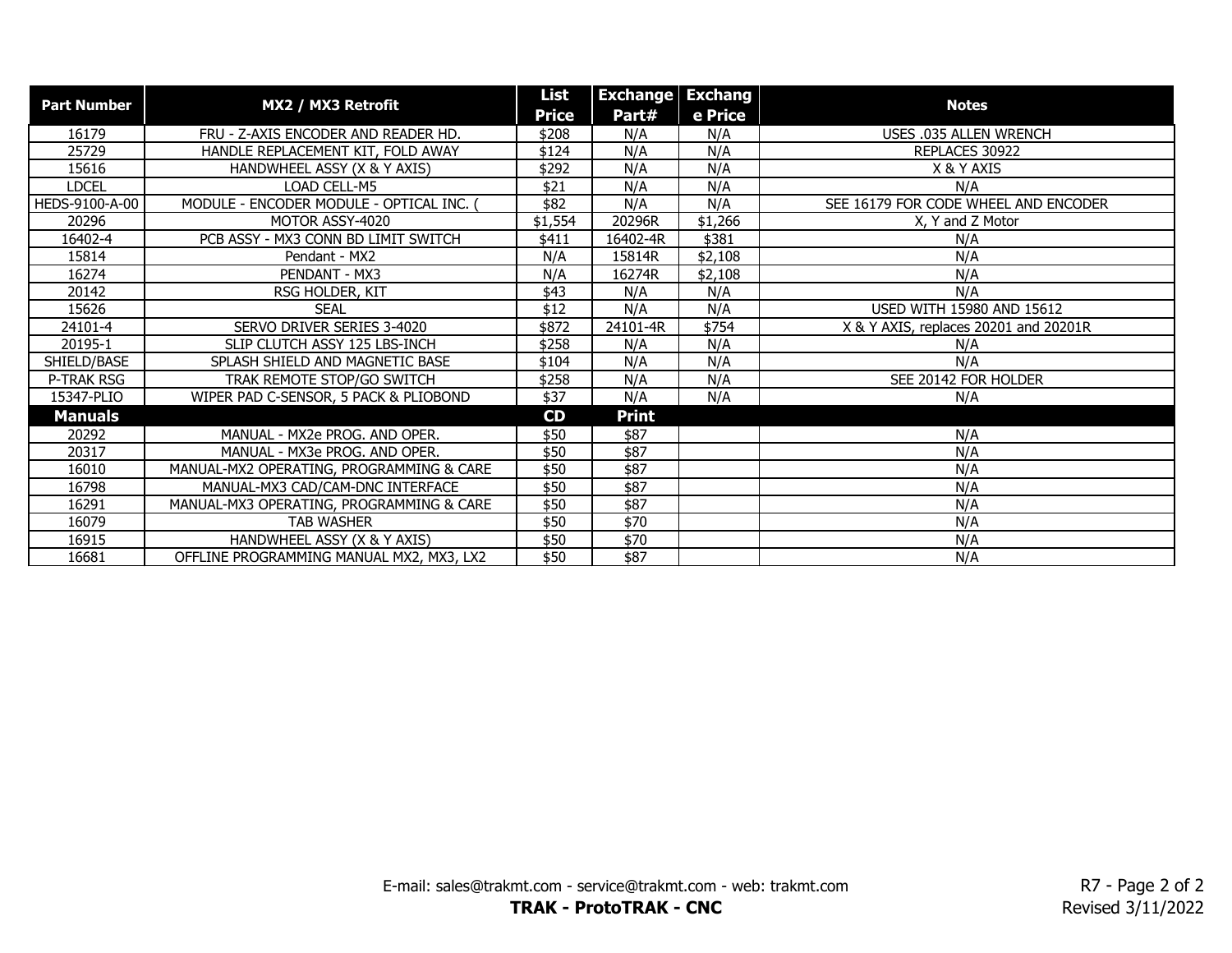| Part Number | MX2 / MX3 Retrofit | List Price | Exchange Part# | Exchange Price | Notes |
|---|---|---|---|---|---|
| 16179 | FRU - Z-AXIS ENCODER AND READER HD. | $208 | N/A | N/A | USES .035 ALLEN WRENCH |
| 25729 | HANDLE REPLACEMENT KIT, FOLD AWAY | $124 | N/A | N/A | REPLACES 30922 |
| 15616 | HANDWHEEL ASSY (X & Y AXIS) | $292 | N/A | N/A | X & Y AXIS |
| LDCEL | LOAD CELL-M5 | $21 | N/A | N/A | N/A |
| HEDS-9100-A-00 | MODULE - ENCODER MODULE - OPTICAL INC. ( | $82 | N/A | N/A | SEE 16179 FOR CODE WHEEL AND ENCODER |
| 20296 | MOTOR ASSY-4020 | $1,554 | 20296R | $1,266 | X, Y and Z Motor |
| 16402-4 | PCB ASSY - MX3 CONN BD LIMIT SWITCH | $411 | 16402-4R | $381 | N/A |
| 15814 | Pendant - MX2 | N/A | 15814R | $2,108 | N/A |
| 16274 | PENDANT - MX3 | N/A | 16274R | $2,108 | N/A |
| 20142 | RSG HOLDER, KIT | $43 | N/A | N/A | N/A |
| 15626 | SEAL | $12 | N/A | N/A | USED WITH 15980 AND 15612 |
| 24101-4 | SERVO DRIVER SERIES 3-4020 | $872 | 24101-4R | $754 | X & Y AXIS, replaces 20201 and 20201R |
| 20195-1 | SLIP CLUTCH ASSY 125 LBS-INCH | $258 | N/A | N/A | N/A |
| SHIELD/BASE | SPLASH SHIELD AND MAGNETIC BASE | $104 | N/A | N/A | N/A |
| P-TRAK RSG | TRAK REMOTE STOP/GO SWITCH | $258 | N/A | N/A | SEE 20142 FOR HOLDER |
| 15347-PLIO | WIPER PAD C-SENSOR, 5 PACK & PLIOBOND | $37 | N/A | N/A | N/A |
| **Manuals** | | **CD** | **Print** | | |
| 20292 | MANUAL - MX2e PROG. AND OPER. | $50 | $87 | | N/A |
| 20317 | MANUAL - MX3e PROG. AND OPER. | $50 | $87 | | N/A |
| 16010 | MANUAL-MX2 OPERATING, PROGRAMMING & CARE | $50 | $87 | | N/A |
| 16798 | MANUAL-MX3 CAD/CAM-DNC INTERFACE | $50 | $87 | | N/A |
| 16291 | MANUAL-MX3 OPERATING, PROGRAMMING & CARE | $50 | $87 | | N/A |
| 16079 | TAB WASHER | $50 | $70 | | N/A |
| 16915 | HANDWHEEL ASSY (X & Y AXIS) | $50 | $70 | | N/A |
| 16681 | OFFLINE PROGRAMMING MANUAL MX2, MX3, LX2 | $50 | $87 | | N/A |

E-mail: sales@trakmt.com - service@trakmt.com - web: trakmt.com

**TRAK - ProtoTRAK - CNC**

R7 - Revised 3/11/2022